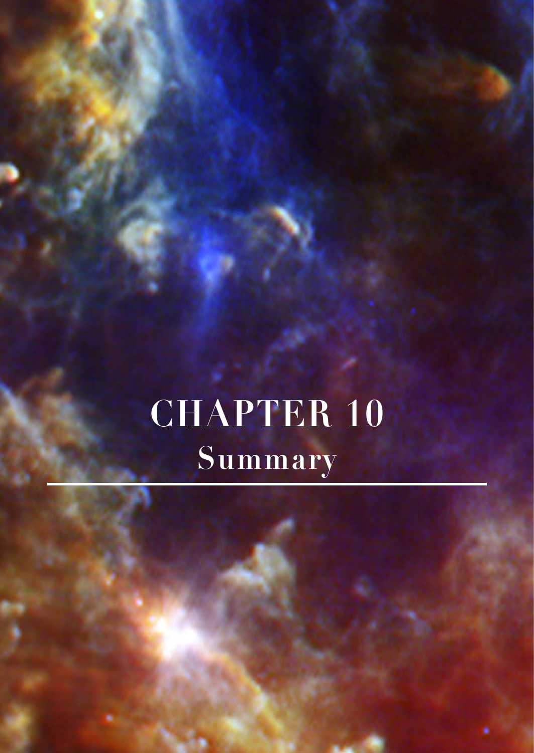# CHAPTER 10

## Summary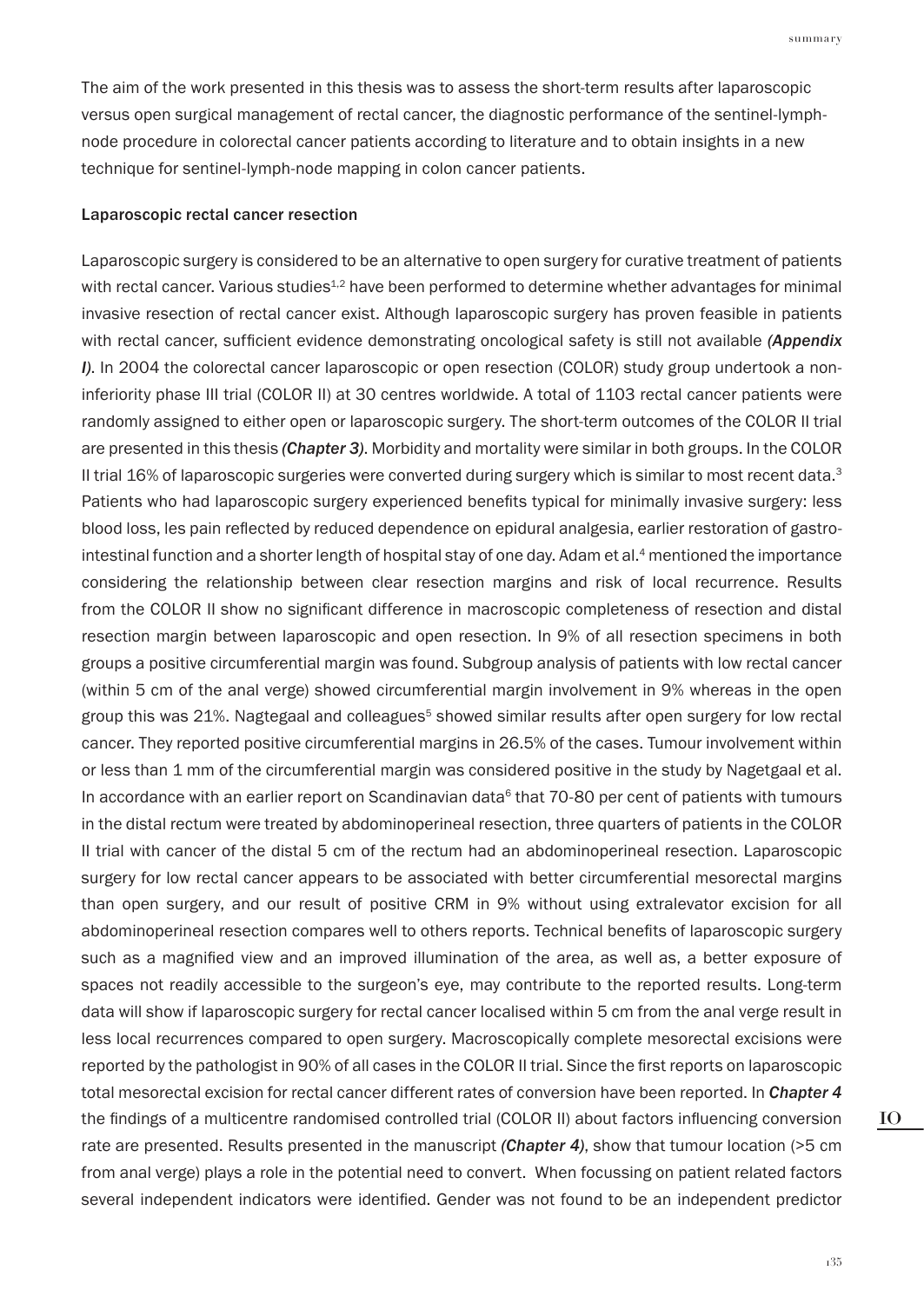The aim of the work presented in this thesis was to assess the short-term results after laparoscopic versus open surgical management of rectal cancer, the diagnostic performance of the sentinel-lymph-node procedure in colorectal cancer patients according to literature and to obtain insights in a new technique for sentinel-lymph-node mapping in colon cancer patients.

## Laparoscopic rectal cancer resection

Laparoscopic surgery is considered to be an alternative to open surgery for curative treatment of patients with rectal cancer. Various studies[1,2] have been performed to determine whether advantages for minimal invasive resection of rectal cancer exist. Although laparoscopic surgery has proven feasible in patients with rectal cancer, sufficient evidence demonstrating oncological safety is still not available ***(Appendix I)***. In 2004 the colorectal cancer laparoscopic or open resection (COLOR) study group undertook a non-inferiority phase III trial (COLOR II) at 30 centres worldwide. A total of 1103 rectal cancer patients were randomly assigned to either open or laparoscopic surgery. The short-term outcomes of the COLOR II trial are presented in this thesis ***(Chapter 3)***. Morbidity and mortality were similar in both groups. In the COLOR II trial 16% of laparoscopic surgeries were converted during surgery which is similar to most recent data.[3] Patients who had laparoscopic surgery experienced benefits typical for minimally invasive surgery: less blood loss, les pain reflected by reduced dependence on epidural analgesia, earlier restoration of gastro-intestinal function and a shorter length of hospital stay of one day. Adam et al.[4] mentioned the importance considering the relationship between clear resection margins and risk of local recurrence. Results from the COLOR II show no significant difference in macroscopic completeness of resection and distal resection margin between laparoscopic and open resection. In 9% of all resection specimens in both groups a positive circumferential margin was found. Subgroup analysis of patients with low rectal cancer (within 5 cm of the anal verge) showed circumferential margin involvement in 9% whereas in the open group this was 21%. Nagtegaal and colleagues[5] showed similar results after open surgery for low rectal cancer. They reported positive circumferential margins in 26.5% of the cases. Tumour involvement within or less than 1 mm of the circumferential margin was considered positive in the study by Nagetgaal et al. In accordance with an earlier report on Scandinavian data[6] that 70-80 per cent of patients with tumours in the distal rectum were treated by abdominoperineal resection, three quarters of patients in the COLOR II trial with cancer of the distal 5 cm of the rectum had an abdominoperineal resection. Laparoscopic surgery for low rectal cancer appears to be associated with better circumferential mesorectal margins than open surgery, and our result of positive CRM in 9% without using extralevator excision for all abdominoperineal resection compares well to others reports. Technical benefits of laparoscopic surgery such as a magnified view and an improved illumination of the area, as well as, a better exposure of spaces not readily accessible to the surgeon's eye, may contribute to the reported results. Long-term data will show if laparoscopic surgery for rectal cancer localised within 5 cm from the anal verge result in less local recurrences compared to open surgery. Macroscopically complete mesorectal excisions were reported by the pathologist in 90% of all cases in the COLOR II trial. Since the first reports on laparoscopic total mesorectal excision for rectal cancer different rates of conversion have been reported. In ***Chapter 4*** the findings of a multicentre randomised controlled trial (COLOR II) about factors influencing conversion rate are presented. Results presented in the manuscript ***(Chapter 4)***, show that tumour location (>5 cm from anal verge) plays a role in the potential need to convert. When focussing on patient related factors several independent indicators were identified. Gender was not found to be an independent predictor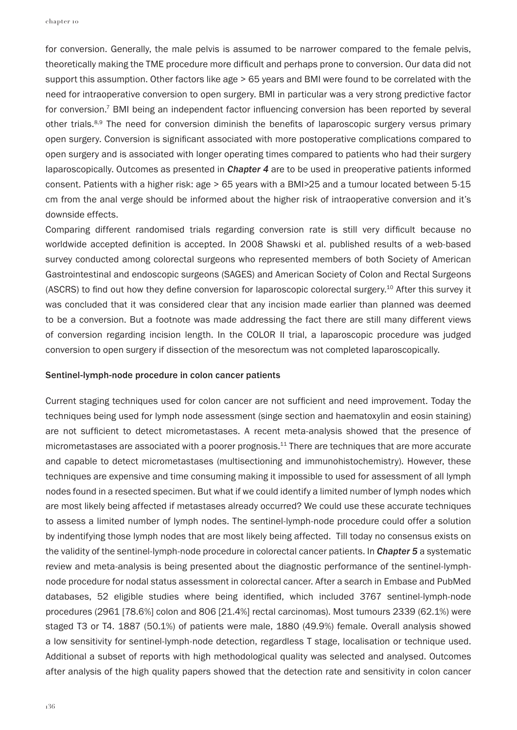for conversion. Generally, the male pelvis is assumed to be narrower compared to the female pelvis, theoretically making the TME procedure more difficult and perhaps prone to conversion. Our data did not support this assumption. Other factors like age > 65 years and BMI were found to be correlated with the need for intraoperative conversion to open surgery. BMI in particular was a very strong predictive factor for conversion.[7] BMI being an independent factor influencing conversion has been reported by several other trials.[8,9] The need for conversion diminish the benefits of laparoscopic surgery versus primary open surgery. Conversion is significant associated with more postoperative complications compared to open surgery and is associated with longer operating times compared to patients who had their surgery laparoscopically. Outcomes as presented in ***Chapter 4*** are to be used in preoperative patients informed consent. Patients with a higher risk: age > 65 years with a BMI>25 and a tumour located between 5-15 cm from the anal verge should be informed about the higher risk of intraoperative conversion and it's downside effects.

Comparing different randomised trials regarding conversion rate is still very difficult because no worldwide accepted definition is accepted. In 2008 Shawski et al. published results of a web-based survey conducted among colorectal surgeons who represented members of both Society of American Gastrointestinal and endoscopic surgeons (SAGES) and American Society of Colon and Rectal Surgeons (ASCRS) to find out how they define conversion for laparoscopic colorectal surgery.[10] After this survey it was concluded that it was considered clear that any incision made earlier than planned was deemed to be a conversion. But a footnote was made addressing the fact there are still many different views of conversion regarding incision length. In the COLOR II trial, a laparoscopic procedure was judged conversion to open surgery if dissection of the mesorectum was not completed laparoscopically.

### Sentinel-lymph-node procedure in colon cancer patients

Current staging techniques used for colon cancer are not sufficient and need improvement. Today the techniques being used for lymph node assessment (singe section and haematoxylin and eosin staining) are not sufficient to detect micrometastases. A recent meta-analysis showed that the presence of micrometastases are associated with a poorer prognosis.[11] There are techniques that are more accurate and capable to detect micrometastases (multisectioning and immunohistochemistry). However, these techniques are expensive and time consuming making it impossible to used for assessment of all lymph nodes found in a resected specimen. But what if we could identify a limited number of lymph nodes which are most likely being affected if metastases already occurred? We could use these accurate techniques to assess a limited number of lymph nodes. The sentinel-lymph-node procedure could offer a solution by indentifying those lymph nodes that are most likely being affected. Till today no consensus exists on the validity of the sentinel-lymph-node procedure in colorectal cancer patients. In ***Chapter 5*** a systematic review and meta-analysis is being presented about the diagnostic performance of the sentinel-lymph-node procedure for nodal status assessment in colorectal cancer. After a search in Embase and PubMed databases, 52 eligible studies where being identified, which included 3767 sentinel-lymph-node procedures (2961 [78.6%] colon and 806 [21.4%] rectal carcinomas). Most tumours 2339 (62.1%) were staged T3 or T4. 1887 (50.1%) of patients were male, 1880 (49.9%) female. Overall analysis showed a low sensitivity for sentinel-lymph-node detection, regardless T stage, localisation or technique used. Additional a subset of reports with high methodological quality was selected and analysed. Outcomes after analysis of the high quality papers showed that the detection rate and sensitivity in colon cancer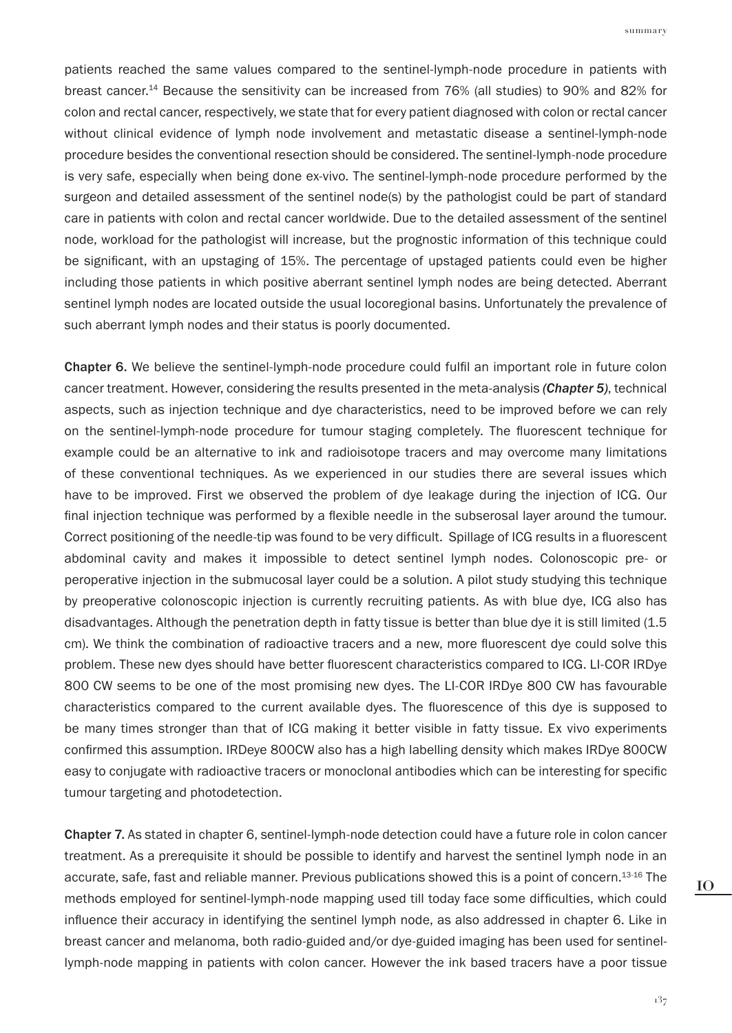patients reached the same values compared to the sentinel-lymph-node procedure in patients with breast cancer.[14] Because the sensitivity can be increased from 76% (all studies) to 90% and 82% for colon and rectal cancer, respectively, we state that for every patient diagnosed with colon or rectal cancer without clinical evidence of lymph node involvement and metastatic disease a sentinel-lymph-node procedure besides the conventional resection should be considered. The sentinel-lymph-node procedure is very safe, especially when being done ex-vivo. The sentinel-lymph-node procedure performed by the surgeon and detailed assessment of the sentinel node(s) by the pathologist could be part of standard care in patients with colon and rectal cancer worldwide. Due to the detailed assessment of the sentinel node, workload for the pathologist will increase, but the prognostic information of this technique could be significant, with an upstaging of 15%. The percentage of upstaged patients could even be higher including those patients in which positive aberrant sentinel lymph nodes are being detected. Aberrant sentinel lymph nodes are located outside the usual locoregional basins. Unfortunately the prevalence of such aberrant lymph nodes and their status is poorly documented.

**Chapter 6.** We believe the sentinel-lymph-node procedure could fulfil an important role in future colon cancer treatment. However, considering the results presented in the meta-analysis ***(Chapter 5)***, technical aspects, such as injection technique and dye characteristics, need to be improved before we can rely on the sentinel-lymph-node procedure for tumour staging completely. The fluorescent technique for example could be an alternative to ink and radioisotope tracers and may overcome many limitations of these conventional techniques. As we experienced in our studies there are several issues which have to be improved. First we observed the problem of dye leakage during the injection of ICG. Our final injection technique was performed by a flexible needle in the subserosal layer around the tumour. Correct positioning of the needle-tip was found to be very difficult. Spillage of ICG results in a fluorescent abdominal cavity and makes it impossible to detect sentinel lymph nodes. Colonoscopic pre- or peroperative injection in the submucosal layer could be a solution. A pilot study studying this technique by preoperative colonoscopic injection is currently recruiting patients. As with blue dye, ICG also has disadvantages. Although the penetration depth in fatty tissue is better than blue dye it is still limited (1.5 cm). We think the combination of radioactive tracers and a new, more fluorescent dye could solve this problem. These new dyes should have better fluorescent characteristics compared to ICG. LI-COR IRDye 800 CW seems to be one of the most promising new dyes. The LI-COR IRDye 800 CW has favourable characteristics compared to the current available dyes. The fluorescence of this dye is supposed to be many times stronger than that of ICG making it better visible in fatty tissue. Ex vivo experiments confirmed this assumption. IRDeye 800CW also has a high labelling density which makes IRDye 800CW easy to conjugate with radioactive tracers or monoclonal antibodies which can be interesting for specific tumour targeting and photodetection.

**Chapter 7.** As stated in chapter 6, sentinel-lymph-node detection could have a future role in colon cancer treatment. As a prerequisite it should be possible to identify and harvest the sentinel lymph node in an accurate, safe, fast and reliable manner. Previous publications showed this is a point of concern.[13-16] The methods employed for sentinel-lymph-node mapping used till today face some difficulties, which could influence their accuracy in identifying the sentinel lymph node, as also addressed in chapter 6. Like in breast cancer and melanoma, both radio-guided and/or dye-guided imaging has been used for sentinel-lymph-node mapping in patients with colon cancer. However the ink based tracers have a poor tissue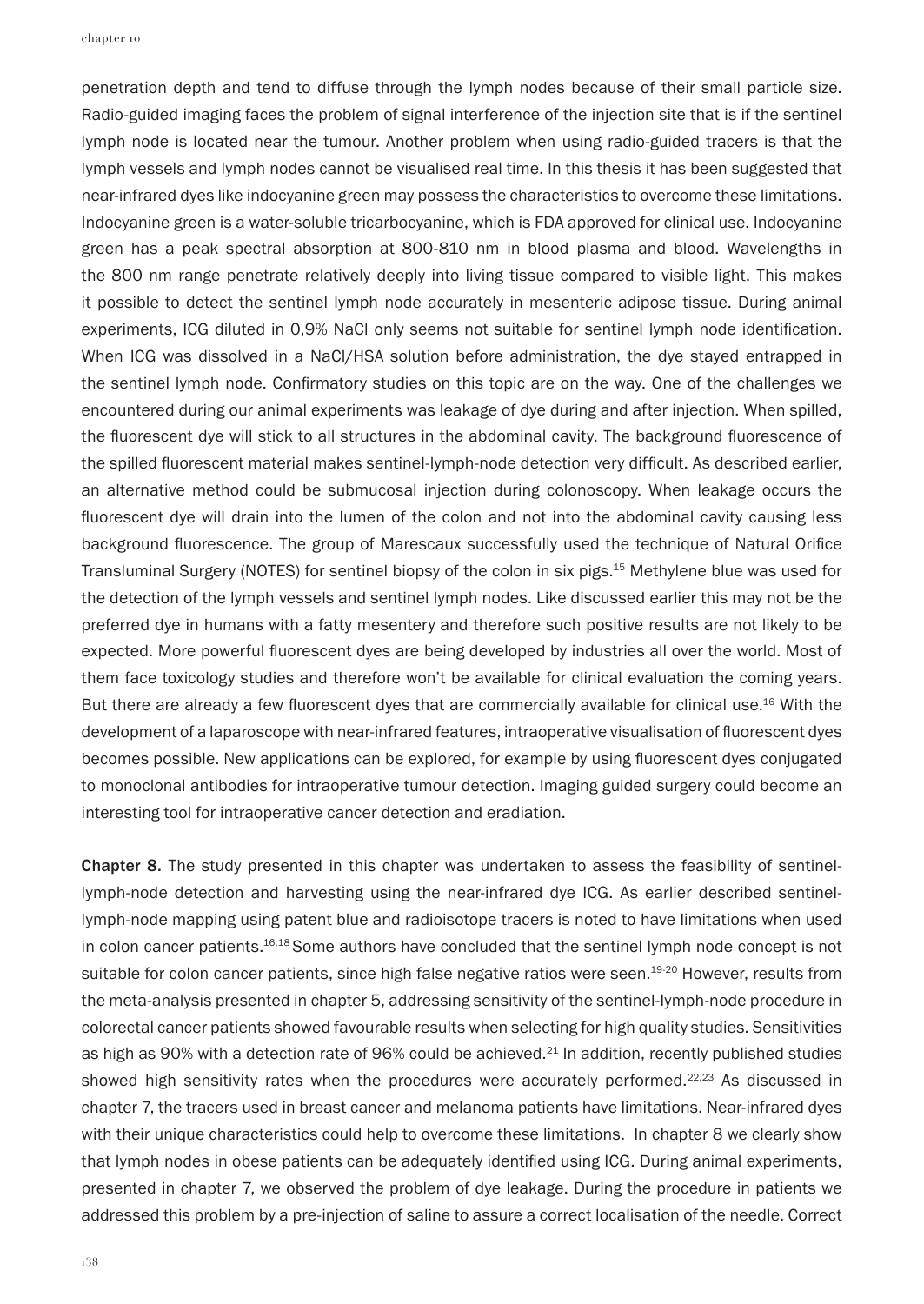penetration depth and tend to diffuse through the lymph nodes because of their small particle size. Radio-guided imaging faces the problem of signal interference of the injection site that is if the sentinel lymph node is located near the tumour. Another problem when using radio-guided tracers is that the lymph vessels and lymph nodes cannot be visualised real time. In this thesis it has been suggested that near-infrared dyes like indocyanine green may possess the characteristics to overcome these limitations. Indocyanine green is a water-soluble tricarbocyanine, which is FDA approved for clinical use. Indocyanine green has a peak spectral absorption at 800-810 nm in blood plasma and blood. Wavelengths in the 800 nm range penetrate relatively deeply into living tissue compared to visible light. This makes it possible to detect the sentinel lymph node accurately in mesenteric adipose tissue. During animal experiments, ICG diluted in 0,9% NaCl only seems not suitable for sentinel lymph node identification. When ICG was dissolved in a NaCl/HSA solution before administration, the dye stayed entrapped in the sentinel lymph node. Confirmatory studies on this topic are on the way. One of the challenges we encountered during our animal experiments was leakage of dye during and after injection. When spilled, the fluorescent dye will stick to all structures in the abdominal cavity. The background fluorescence of the spilled fluorescent material makes sentinel-lymph-node detection very difficult. As described earlier, an alternative method could be submucosal injection during colonoscopy. When leakage occurs the fluorescent dye will drain into the lumen of the colon and not into the abdominal cavity causing less background fluorescence. The group of Marescaux successfully used the technique of Natural Orifice Transluminal Surgery (NOTES) for sentinel biopsy of the colon in six pigs.[15] Methylene blue was used for the detection of the lymph vessels and sentinel lymph nodes. Like discussed earlier this may not be the preferred dye in humans with a fatty mesentery and therefore such positive results are not likely to be expected. More powerful fluorescent dyes are being developed by industries all over the world. Most of them face toxicology studies and therefore won't be available for clinical evaluation the coming years. But there are already a few fluorescent dyes that are commercially available for clinical use.[16] With the development of a laparoscope with near-infrared features, intraoperative visualisation of fluorescent dyes becomes possible. New applications can be explored, for example by using fluorescent dyes conjugated to monoclonal antibodies for intraoperative tumour detection. Imaging guided surgery could become an interesting tool for intraoperative cancer detection and eradiation.

**Chapter 8.** The study presented in this chapter was undertaken to assess the feasibility of sentinel-lymph-node detection and harvesting using the near-infrared dye ICG. As earlier described sentinel-lymph-node mapping using patent blue and radioisotope tracers is noted to have limitations when used in colon cancer patients.[16,18] Some authors have concluded that the sentinel lymph node concept is not suitable for colon cancer patients, since high false negative ratios were seen.[19-20] However, results from the meta-analysis presented in chapter 5, addressing sensitivity of the sentinel-lymph-node procedure in colorectal cancer patients showed favourable results when selecting for high quality studies. Sensitivities as high as 90% with a detection rate of 96% could be achieved.[21] In addition, recently published studies showed high sensitivity rates when the procedures were accurately performed.[22,23] As discussed in chapter 7, the tracers used in breast cancer and melanoma patients have limitations. Near-infrared dyes with their unique characteristics could help to overcome these limitations. In chapter 8 we clearly show that lymph nodes in obese patients can be adequately identified using ICG. During animal experiments, presented in chapter 7, we observed the problem of dye leakage. During the procedure in patients we addressed this problem by a pre-injection of saline to assure a correct localisation of the needle. Correct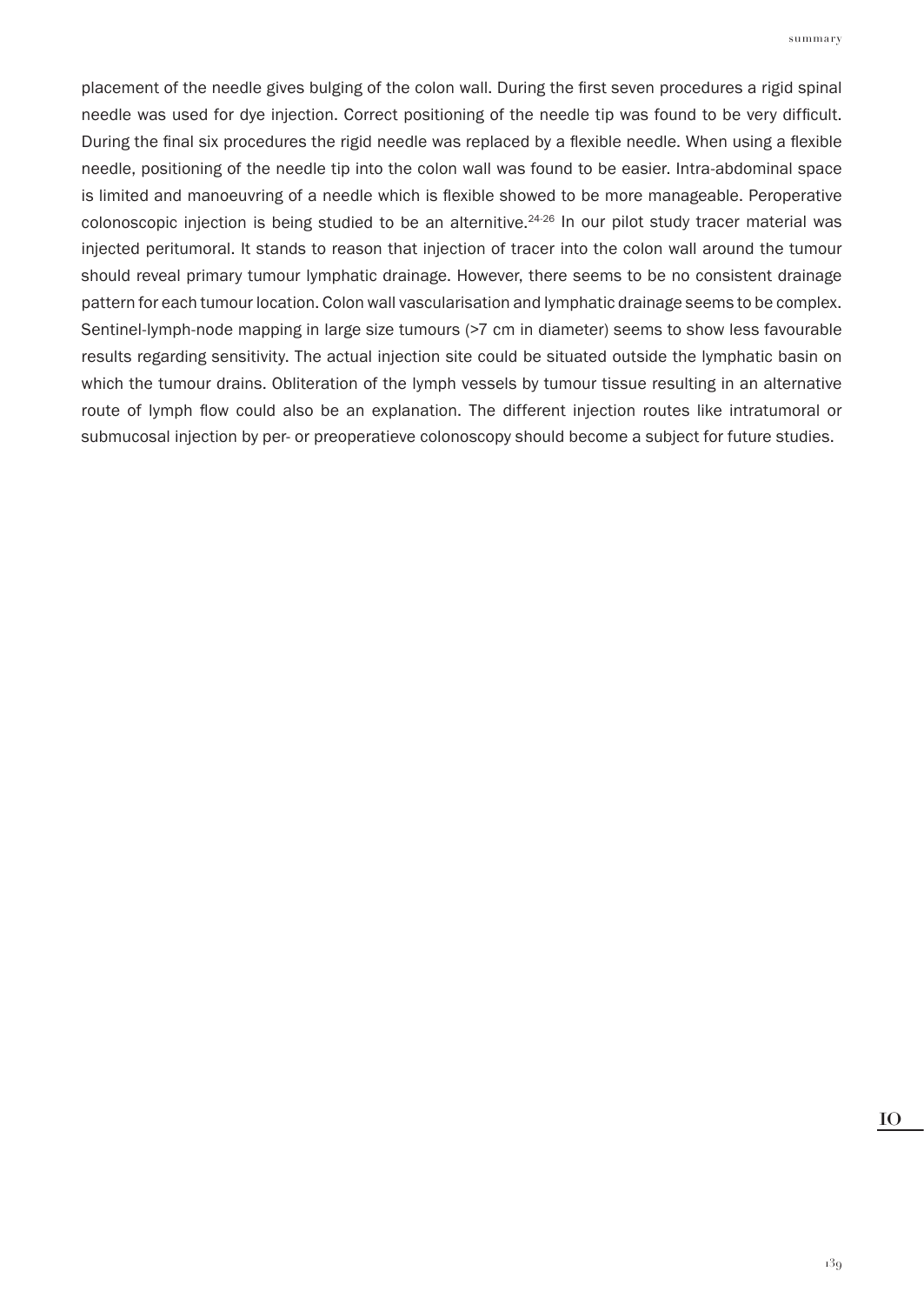placement of the needle gives bulging of the colon wall. During the first seven procedures a rigid spinal needle was used for dye injection. Correct positioning of the needle tip was found to be very difficult. During the final six procedures the rigid needle was replaced by a flexible needle. When using a flexible needle, positioning of the needle tip into the colon wall was found to be easier. Intra-abdominal space is limited and manoeuvring of a needle which is flexible showed to be more manageable. Peroperative colonoscopic injection is being studied to be an alternitive.[24-26] In our pilot study tracer material was injected peritumoral. It stands to reason that injection of tracer into the colon wall around the tumour should reveal primary tumour lymphatic drainage. However, there seems to be no consistent drainage pattern for each tumour location. Colon wall vascularisation and lymphatic drainage seems to be complex. Sentinel-lymph-node mapping in large size tumours (>7 cm in diameter) seems to show less favourable results regarding sensitivity. The actual injection site could be situated outside the lymphatic basin on which the tumour drains. Obliteration of the lymph vessels by tumour tissue resulting in an alternative route of lymph flow could also be an explanation. The different injection routes like intratumoral or submucosal injection by per- or preoperatieve colonoscopy should become a subject for future studies.